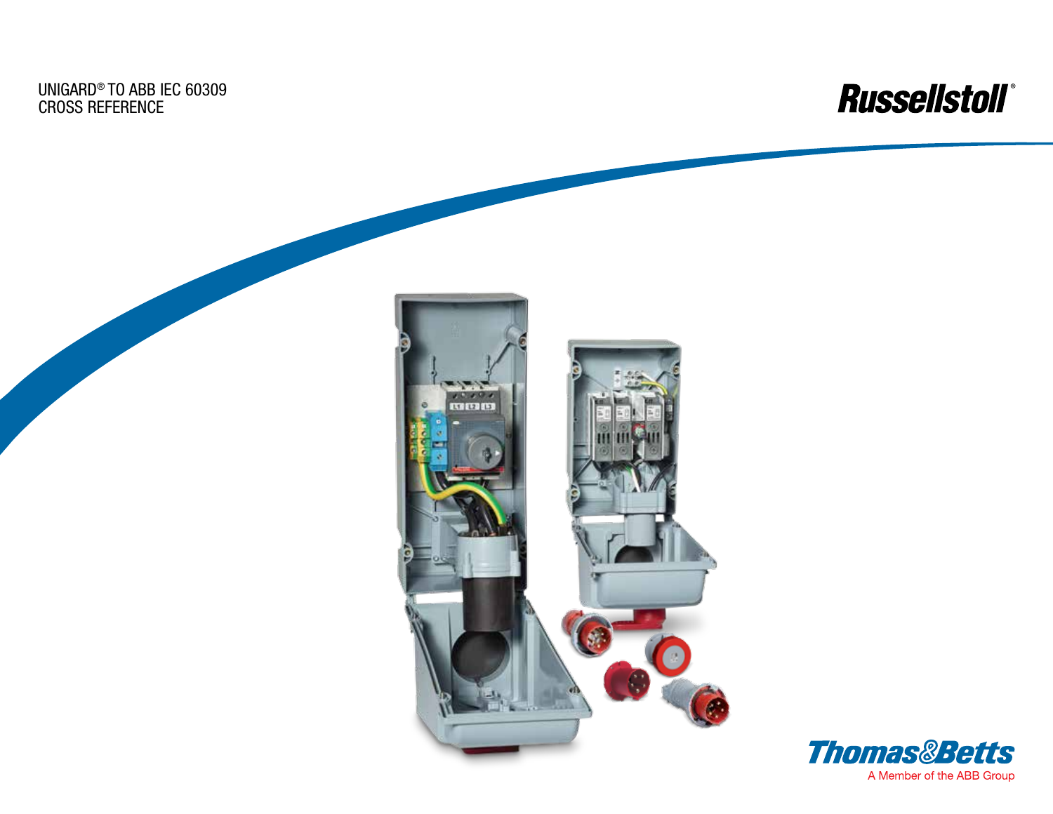# UNIGARD® TO ABB IEC 60309 CROSS REFERENCE

Russellstoll®

Thomas&Betts

A Member of the ABB Group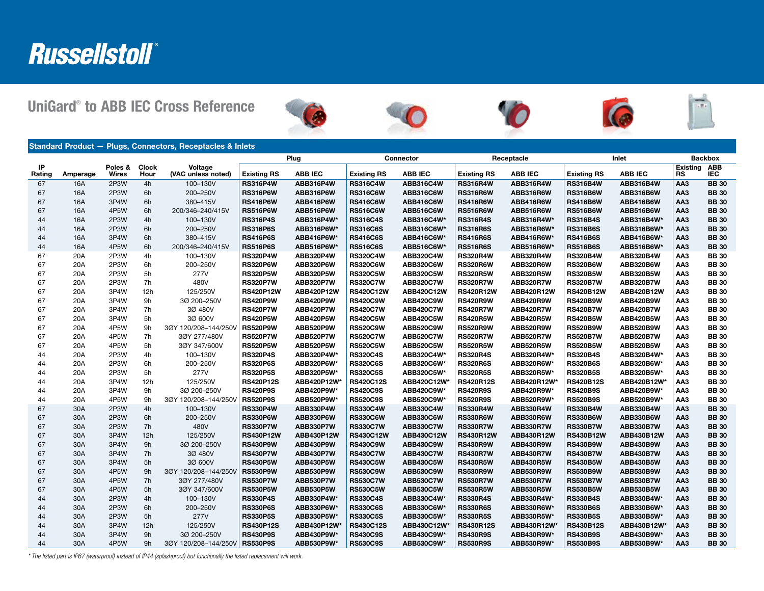# Russellstoll®

## UniGard® to ABB IEC Cross Reference

### Standard Product — Plugs, Connectors, Receptacles & Inlets

| IP Rating | Amperage | Poles & Wires | Clock Hour | Voltage (VAC unless noted) | Plug | | Connector | | Receptacle | | Inlet | | Backbox | |
|---|---|---|---|---|---|---|---|---|---|---|---|---|---|---|
| | | | | | Existing RS | ABB IEC | Existing RS | ABB IEC | Existing RS | ABB IEC | Existing RS | ABB IEC | Existing RS | ABB IEC |
| 67 | 16A | 2P3W | 4h | 100–130V | RS316P4W | ABB316P4W | RS316C4W | ABB316C4W | RS316R4W | ABB316R4W | RS316B4W | ABB316B4W | AA3 | BB 30 |
| 67 | 16A | 2P3W | 6h | 200–250V | RS316P6W | ABB316P6W | RS316C6W | ABB316C6W | RS316R6W | ABB316R6W | RS316B6W | ABB316B6W | AA3 | BB 30 |
| 67 | 16A | 3P4W | 6h | 380–415V | RS416P6W | ABB416P6W | RS416C6W | ABB416C6W | RS416R6W | ABB416R6W | RS416B6W | ABB416B6W | AA3 | BB 30 |
| 67 | 16A | 4P5W | 6h | 200/346–240/415V | RS516P6W | ABB516P6W | RS516C6W | ABB516C6W | RS516R6W | ABB516R6W | RS516B6W | ABB516B6W | AA3 | BB 30 |
| 44 | 16A | 2P3W | 4h | 100–130V | RS316P4S | ABB316P4W* | RS316C4S | ABB316C4W* | RS316R4S | ABB316R4W* | RS316B4S | ABB316B4W* | AA3 | BB 30 |
| 44 | 16A | 2P3W | 6h | 200–250V | RS316P6S | ABB316P6W* | RS316C6S | ABB316C6W* | RS316R6S | ABB316R6W* | RS316B6S | ABB316B6W* | AA3 | BB 30 |
| 44 | 16A | 3P4W | 6h | 380–415V | RS416P6S | ABB416P6W* | RS416C6S | ABB416C6W* | RS416R6S | ABB416R6W* | RS416B6S | ABB416B6W* | AA3 | BB 30 |
| 44 | 16A | 4P5W | 6h | 200/346–240/415V | RS516P6S | ABB516P6W* | RS516C6S | ABB516C6W* | RS516R6S | ABB516R6W* | RS516B6S | ABB516B6W* | AA3 | BB 30 |
| 67 | 20A | 2P3W | 4h | 100–130V | RS320P4W | ABB320P4W | RS320C4W | ABB320C4W | RS320R4W | ABB320R4W | RS320B4W | ABB320B4W | AA3 | BB 30 |
| 67 | 20A | 2P3W | 6h | 200–250V | RS320P6W | ABB320P6W | RS320C6W | ABB320C6W | RS320R6W | ABB320R6W | RS320B6W | ABB320B6W | AA3 | BB 30 |
| 67 | 20A | 2P3W | 5h | 277V | RS320P5W | ABB320P5W | RS320C5W | ABB320C5W | RS320R5W | ABB320R5W | RS320B5W | ABB320B5W | AA3 | BB 30 |
| 67 | 20A | 2P3W | 7h | 480V | RS320P7W | ABB320P7W | RS320C7W | ABB320C7W | RS320R7W | ABB320R7W | RS320B7W | ABB320B7W | AA3 | BB 30 |
| 67 | 20A | 3P4W | 12h | 125/250V | RS420P12W | ABB420P12W | RS420C12W | ABB420C12W | RS420R12W | ABB420R12W | RS420B12W | ABB420B12W | AA3 | BB 30 |
| 67 | 20A | 3P4W | 9h | 3Ø 200–250V | RS420P9W | ABB420P9W | RS420C9W | ABB420C9W | RS420R9W | ABB420R9W | RS420B9W | ABB420B9W | AA3 | BB 30 |
| 67 | 20A | 3P4W | 7h | 3Ø 480V | RS420P7W | ABB420P7W | RS420C7W | ABB420C7W | RS420R7W | ABB420R7W | RS420B7W | ABB420B7W | AA3 | BB 30 |
| 67 | 20A | 3P4W | 5h | 3Ø 600V | RS420P5W | ABB420P5W | RS420C5W | ABB420C5W | RS420R5W | ABB420R5W | RS420B5W | ABB420B5W | AA3 | BB 30 |
| 67 | 20A | 4P5W | 9h | 3ØY 120/208–144/250V | RS520P9W | ABB520P9W | RS520C9W | ABB520C9W | RS520R9W | ABB520R9W | RS520B9W | ABB520B9W | AA3 | BB 30 |
| 67 | 20A | 4P5W | 7h | 3ØY 277/480V | RS520P7W | ABB520P7W | RS520C7W | ABB520C7W | RS520R7W | ABB520R7W | RS520B7W | ABB520B7W | AA3 | BB 30 |
| 67 | 20A | 4P5W | 5h | 3ØY 347/600V | RS520P5W | ABB520P5W | RS520C5W | ABB520C5W | RS520R5W | ABB520R5W | RS520B5W | ABB520B5W | AA3 | BB 30 |
| 44 | 20A | 2P3W | 4h | 100–130V | RS320P4S | ABB320P4W* | RS320C4S | ABB320C4W* | RS320R4S | ABB320R4W* | RS320B4S | ABB320B4W* | AA3 | BB 30 |
| 44 | 20A | 2P3W | 6h | 200–250V | RS320P6S | ABB320P6W* | RS320C6S | ABB320C6W* | RS320R6S | ABB320R6W* | RS320B6S | ABB320B6W* | AA3 | BB 30 |
| 44 | 20A | 2P3W | 5h | 277V | RS320P5S | ABB320P5W* | RS320C5S | ABB320C5W* | RS320R5S | ABB320R5W* | RS320B5S | ABB320B5W* | AA3 | BB 30 |
| 44 | 20A | 3P4W | 12h | 125/250V | RS420P12S | ABB420P12W* | RS420C12S | ABB420C12W* | RS420R12S | ABB420R12W* | RS420B12S | ABB420B12W* | AA3 | BB 30 |
| 44 | 20A | 3P4W | 9h | 3Ø 200–250V | RS420P9S | ABB420P9W* | RS420C9S | ABB420C9W* | RS420R9S | ABB420R9W* | RS420B9S | ABB420B9W* | AA3 | BB 30 |
| 44 | 20A | 4P5W | 9h | 3ØY 120/208–144/250V | RS520P9S | ABB520P9W* | RS520C9S | ABB520C9W* | RS520R9S | ABB520R9W* | RS520B9S | ABB520B9W* | AA3 | BB 30 |
| 67 | 30A | 2P3W | 4h | 100–130V | RS330P4W | ABB330P4W | RS330C4W | ABB330C4W | RS330R4W | ABB330R4W | RS330B4W | ABB330B4W | AA3 | BB 30 |
| 67 | 30A | 2P3W | 6h | 200–250V | RS330P6W | ABB330P6W | RS330C6W | ABB330C6W | RS330R6W | ABB330R6W | RS330B6W | ABB330B6W | AA3 | BB 30 |
| 67 | 30A | 2P3W | 7h | 480V | RS330P7W | ABB330P7W | RS330C7W | ABB330C7W | RS330R7W | ABB330R7W | RS330B7W | ABB330B7W | AA3 | BB 30 |
| 67 | 30A | 3P4W | 12h | 125/250V | RS430P12W | ABB430P12W | RS430C12W | ABB430C12W | RS430R12W | ABB430R12W | RS430B12W | ABB430B12W | AA3 | BB 30 |
| 67 | 30A | 3P4W | 9h | 3Ø 200–250V | RS430P9W | ABB430P9W | RS430C9W | ABB430C9W | RS430R9W | ABB430R9W | RS430B9W | ABB430B9W | AA3 | BB 30 |
| 67 | 30A | 3P4W | 7h | 3Ø 480V | RS430P7W | ABB430P7W | RS430C7W | ABB430C7W | RS430R7W | ABB430R7W | RS430B7W | ABB430B7W | AA3 | BB 30 |
| 67 | 30A | 3P4W | 5h | 3Ø 600V | RS430P5W | ABB430P5W | RS430C5W | ABB430C5W | RS430R5W | ABB430R5W | RS430B5W | ABB430B5W | AA3 | BB 30 |
| 67 | 30A | 4P5W | 9h | 3ØY 120/208–144/250V | RS530P9W | ABB530P9W | RS530C9W | ABB530C9W | RS530R9W | ABB530R9W | RS530B9W | ABB530B9W | AA3 | BB 30 |
| 67 | 30A | 4P5W | 7h | 3ØY 277/480V | RS530P7W | ABB530P7W | RS530C7W | ABB530C7W | RS530R7W | ABB530R7W | RS530B7W | ABB530B7W | AA3 | BB 30 |
| 67 | 30A | 4P5W | 5h | 3ØY 347/600V | RS530P5W | ABB530P5W | RS530C5W | ABB530C5W | RS530R5W | ABB530R5W | RS530B5W | ABB530B5W | AA3 | BB 30 |
| 44 | 30A | 2P3W | 4h | 100–130V | RS330P4S | ABB330P4W* | RS330C4S | ABB330C4W* | RS330R4S | ABB330R4W* | RS330B4S | ABB330B4W* | AA3 | BB 30 |
| 44 | 30A | 2P3W | 6h | 200–250V | RS330P6S | ABB330P6W* | RS330C6S | ABB330C6W* | RS330R6S | ABB330R6W* | RS330B6S | ABB330B6W* | AA3 | BB 30 |
| 44 | 30A | 2P3W | 5h | 277V | RS330P5S | ABB330P5W* | RS330C5S | ABB330C5W* | RS330R5S | ABB330R5W* | RS330B5S | ABB330B5W* | AA3 | BB 30 |
| 44 | 30A | 3P4W | 12h | 125/250V | RS430P12S | ABB430P12W* | RS430C12S | ABB430C12W* | RS430R12S | ABB430R12W* | RS430B12S | ABB430B12W* | AA3 | BB 30 |
| 44 | 30A | 3P4W | 9h | 3Ø 200–250V | RS430P9S | ABB430P9W* | RS430C9S | ABB430C9W* | RS430R9S | ABB430R9W* | RS430B9S | ABB430B9W* | AA3 | BB 30 |
| 44 | 30A | 4P5W | 9h | 3ØY 120/208–144/250V | RS530P9S | ABB530P9W* | RS530C9S | ABB530C9W* | RS530R9S | ABB530R9W* | RS530B9S | ABB530B9W* | AA3 | BB 30 |

*\* The listed part is IP67 (waterproof) instead of IP44 (splashproof) but functionally the listed replacement will work.*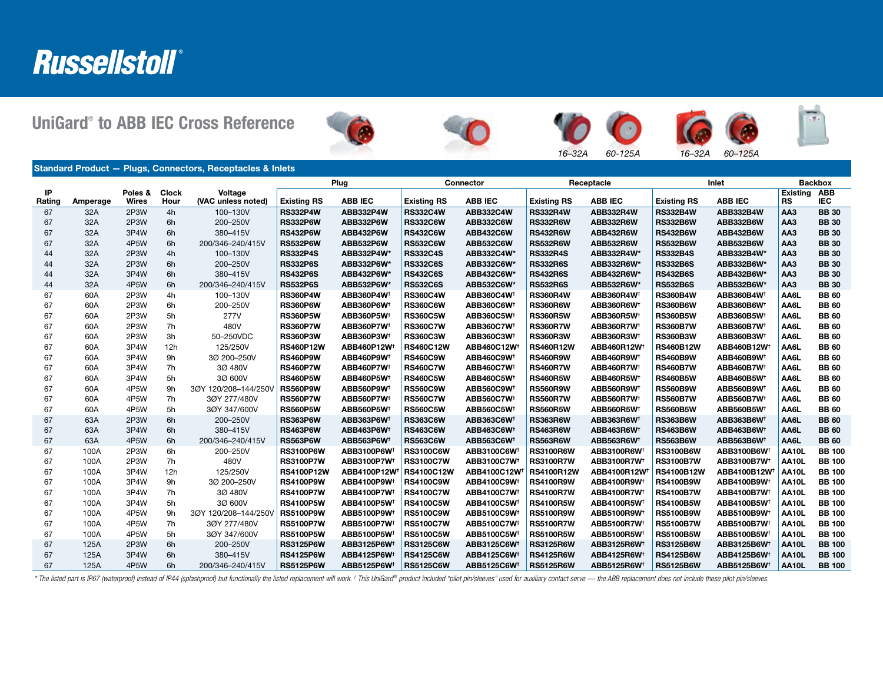# Russellstoll®

## UniGard® to ABB IEC Cross Reference

16–32A | 60-125A | 16–32A | 60–125A

### Standard Product — Plugs, Connectors, Receptacles & Inlets

| IP Rating | Amperage | Poles & Wires | Clock Hour | Voltage (VAC unless noted) | Plug | | Connector | | Receptacle | | Inlet | | Backbox | |
|---|---|---|---|---|---|---|---|---|---|---|---|---|---|---|
| | | | | | Existing RS | ABB IEC | Existing RS | ABB IEC | Existing RS | ABB IEC | Existing RS | ABB IEC | Existing RS | ABB IEC |
| 67 | 32A | 2P3W | 4h | 100–130V | RS332P4W | ABB332P4W | RS332C4W | ABB332C4W | RS332R4W | ABB332R4W | RS332B4W | ABB332B4W | AA3 | BB 30 |
| 67 | 32A | 2P3W | 6h | 200–250V | RS332P6W | ABB332P6W | RS332C6W | ABB332C6W | RS332R6W | ABB332R6W | RS332B6W | ABB332B6W | AA3 | BB 30 |
| 67 | 32A | 3P4W | 6h | 380–415V | RS432P6W | ABB432P6W | RS432C6W | ABB432C6W | RS432R6W | ABB432R6W | RS432B6W | ABB432B6W | AA3 | BB 30 |
| 67 | 32A | 4P5W | 6h | 200/346–240/415V | RS532P6W | ABB532P6W | RS532C6W | ABB532C6W | RS532R6W | ABB532R6W | RS532B6W | ABB532B6W | AA3 | BB 30 |
| 44 | 32A | 2P3W | 4h | 100–130V | RS332P4S | ABB332P4W* | RS332C4S | ABB332C4W* | RS332R4S | ABB332R4W* | RS332B4S | ABB332B4W* | AA3 | BB 30 |
| 44 | 32A | 2P3W | 6h | 200–250V | RS332P6S | ABB332P6W* | RS332C6S | ABB332C6W* | RS332R6S | ABB332R6W* | RS332B6S | ABB332B6W* | AA3 | BB 30 |
| 44 | 32A | 3P4W | 6h | 380–415V | RS432P6S | ABB432P6W* | RS432C6S | ABB432C6W* | RS432R6S | ABB432R6W* | RS432B6S | ABB432B6W* | AA3 | BB 30 |
| 44 | 32A | 4P5W | 6h | 200/346–240/415V | RS532P6S | ABB532P6W* | RS532C6S | ABB532C6W* | RS532R6S | ABB532R6W* | RS532B6S | ABB532B6W* | AA3 | BB 30 |
| 67 | 60A | 2P3W | 4h | 100–130V | RS360P4W | ABB360P4W† | RS360C4W | ABB360C4W† | RS360R4W | ABB360R4W† | RS360B4W | ABB360B4W† | AA6L | BB 60 |
| 67 | 60A | 2P3W | 6h | 200–250V | RS360P6W | ABB360P6W† | RS360C6W | ABB360C6W† | RS360R6W | ABB360R6W† | RS360B6W | ABB360B6W† | AA6L | BB 60 |
| 67 | 60A | 2P3W | 5h | 277V | RS360P5W | ABB360P5W† | RS360C5W | ABB360C5W† | RS360R5W | ABB360R5W† | RS360B5W | ABB360B5W† | AA6L | BB 60 |
| 67 | 60A | 2P3W | 7h | 480V | RS360P7W | ABB360P7W† | RS360C7W | ABB360C7W† | RS360R7W | ABB360R7W† | RS360B7W | ABB360B7W† | AA6L | BB 60 |
| 67 | 60A | 2P3W | 3h | 50–250VDC | RS360P3W | ABB360P3W† | RS360C3W | ABB360C3W† | RS360R3W | ABB360R3W† | RS360B3W | ABB360B3W† | AA6L | BB 60 |
| 67 | 60A | 3P4W | 12h | 125/250V | RS460P12W | ABB460P12W† | RS460C12W | ABB460C12W† | RS460R12W | ABB460R12W† | RS460B12W | ABB460B12W† | AA6L | BB 60 |
| 67 | 60A | 3P4W | 9h | 3Ø 200–250V | RS460P9W | ABB460P9W† | RS460C9W | ABB460C9W† | RS460R9W | ABB460R9W† | RS460B9W | ABB460B9W† | AA6L | BB 60 |
| 67 | 60A | 3P4W | 7h | 3Ø 480V | RS460P7W | ABB460P7W† | RS460C7W | ABB460C7W† | RS460R7W | ABB460R7W† | RS460B7W | ABB460B7W† | AA6L | BB 60 |
| 67 | 60A | 3P4W | 5h | 3Ø 600V | RS460P5W | ABB460P5W† | RS460C5W | ABB460C5W† | RS460R5W | ABB460R5W† | RS460B5W | ABB460B5W† | AA6L | BB 60 |
| 67 | 60A | 4P5W | 9h | 3ØY 120/208–144/250V | RS560P9W | ABB560P9W† | RS560C9W | ABB560C9W† | RS560R9W | ABB560R9W† | RS560B9W | ABB560B9W† | AA6L | BB 60 |
| 67 | 60A | 4P5W | 7h | 3ØY 277/480V | RS560P7W | ABB560P7W† | RS560C7W | ABB560C7W† | RS560R7W | ABB560R7W† | RS560B7W | ABB560B7W† | AA6L | BB 60 |
| 67 | 60A | 4P5W | 5h | 3ØY 347/600V | RS560P5W | ABB560P5W† | RS560C5W | ABB560C5W† | RS560R5W | ABB560R5W† | RS560B5W | ABB560B5W† | AA6L | BB 60 |
| 67 | 63A | 2P3W | 6h | 200–250V | RS363P6W | ABB363P6W† | RS363C6W | ABB363C6W† | RS363R6W | ABB363R6W† | RS363B6W | ABB363B6W† | AA6L | BB 60 |
| 67 | 63A | 3P4W | 6h | 380–415V | RS463P6W | ABB463P6W† | RS463C6W | ABB463C6W† | RS463R6W | ABB463R6W† | RS463B6W | ABB463B6W† | AA6L | BB 60 |
| 67 | 63A | 4P5W | 6h | 200/346–240/415V | RS563P6W | ABB563P6W† | RS563C6W | ABB563C6W† | RS563R6W | ABB563R6W† | RS563B6W | ABB563B6W† | AA6L | BB 60 |
| 67 | 100A | 2P3W | 6h | 200–250V | RS3100P6W | ABB3100P6W† | RS3100C6W | ABB3100C6W† | RS3100R6W | ABB3100R6W† | RS3100B6W | ABB3100B6W† | AA10L | BB 100 |
| 67 | 100A | 2P3W | 7h | 480V | RS3100P7W | ABB3100P7W† | RS3100C7W | ABB3100C7W† | RS3100R7W | ABB3100R7W† | RS3100B7W | ABB3100B7W† | AA10L | BB 100 |
| 67 | 100A | 3P4W | 12h | 125/250V | RS4100P12W | ABB4100P12W† | RS4100C12W | ABB4100C12W† | RS4100R12W | ABB4100R12W† | RS4100B12W | ABB4100B12W† | AA10L | BB 100 |
| 67 | 100A | 3P4W | 9h | 3Ø 200–250V | RS4100P9W | ABB4100P9W† | RS4100C9W | ABB4100C9W† | RS4100R9W | ABB4100R9W† | RS4100B9W | ABB4100B9W† | AA10L | BB 100 |
| 67 | 100A | 3P4W | 7h | 3Ø 480V | RS4100P7W | ABB4100P7W† | RS4100C7W | ABB4100C7W† | RS4100R7W | ABB4100R7W† | RS4100B7W | ABB4100B7W† | AA10L | BB 100 |
| 67 | 100A | 3P4W | 5h | 3Ø 600V | RS4100P5W | ABB4100P5W† | RS4100C5W | ABB4100C5W† | RS4100R5W | ABB4100R5W† | RS4100B5W | ABB4100B5W† | AA10L | BB 100 |
| 67 | 100A | 4P5W | 9h | 3ØY 120/208–144/250V | RS5100P9W | ABB5100P9W† | RS5100C9W | ABB5100C9W† | RS5100R9W | ABB5100R9W† | RS5100B9W | ABB5100B9W† | AA10L | BB 100 |
| 67 | 100A | 4P5W | 7h | 3ØY 277/480V | RS5100P7W | ABB5100P7W† | RS5100C7W | ABB5100C7W† | RS5100R7W | ABB5100R7W† | RS5100B7W | ABB5100B7W† | AA10L | BB 100 |
| 67 | 100A | 4P5W | 5h | 3ØY 347/600V | RS5100P5W | ABB5100P5W† | RS5100C5W | ABB5100C5W† | RS5100R5W | ABB5100R5W† | RS5100B5W | ABB5100B5W† | AA10L | BB 100 |
| 67 | 125A | 2P3W | 6h | 200–250V | RS3125P6W | ABB3125P6W† | RS3125C6W | ABB3125C6W† | RS3125R6W | ABB3125R6W† | RS3125B6W | ABB3125B6W† | AA10L | BB 100 |
| 67 | 125A | 3P4W | 6h | 380–415V | RS4125P6W | ABB4125P6W† | RS4125C6W | ABB4125C6W† | RS4125R6W | ABB4125R6W† | RS4125B6W | ABB4125B6W† | AA10L | BB 100 |
| 67 | 125A | 4P5W | 6h | 200/346–240/415V | RS5125P6W | ABB5125P6W† | RS5125C6W | ABB5125C6W† | RS5125R6W | ABB5125R6W† | RS5125B6W | ABB5125B6W† | AA10L | BB 100 |

*\* The listed part is IP67 (waterproof) instead of IP44 (splashproof) but functionally the listed replacement will work. † This UniGard® product included "pilot pin/sleeves" used for auxiliary contact serve — the ABB replacement does not include these pilot pin/sleeves.*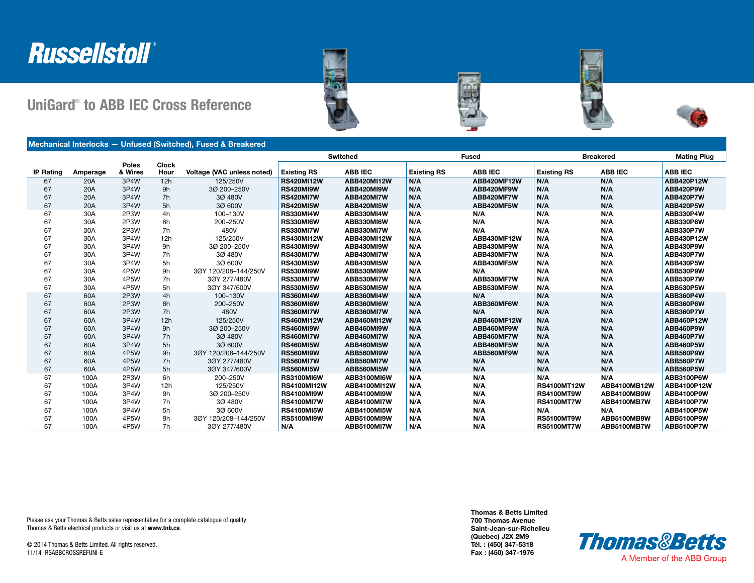# Russellstoll®

## UniGard® to ABB IEC Cross Reference

### Mechanical Interlocks — Unfused (Switched), Fused & Breakered

| | | | | | Switched | | Fused | | Breakered | | Mating Plug |
|---|---|---|---|---|---|---|---|---|---|---|---|
| IP Rating | Amperage | Poles & Wires | Clock Hour | Voltage (VAC unless noted) | Existing RS | ABB IEC | Existing RS | ABB IEC | Existing RS | ABB IEC | ABB IEC |
| 67 | 20A | 3P4W | 12h | 125/250V | RS420MI12W | ABB420MI12W | N/A | ABB420MF12W | N/A | N/A | ABB420P12W |
| 67 | 20A | 3P4W | 9h | 3Ø 200–250V | RS420MI9W | ABB420MI9W | N/A | ABB420MF9W | N/A | N/A | ABB420P9W |
| 67 | 20A | 3P4W | 7h | 3Ø 480V | RS420MI7W | ABB420MI7W | N/A | ABB420MF7W | N/A | N/A | ABB420P7W |
| 67 | 20A | 3P4W | 5h | 3Ø 600V | RS420MI5W | ABB420MI5W | N/A | ABB420MF5W | N/A | N/A | ABB420P5W |
| 67 | 30A | 2P3W | 4h | 100–130V | RS330MI4W | ABB330MI4W | N/A | N/A | N/A | N/A | ABB330P4W |
| 67 | 30A | 2P3W | 6h | 200–250V | RS330MI6W | ABB330MI6W | N/A | N/A | N/A | N/A | ABB330P6W |
| 67 | 30A | 2P3W | 7h | 480V | RS330MI7W | ABB330MI7W | N/A | N/A | N/A | N/A | ABB330P7W |
| 67 | 30A | 3P4W | 12h | 125/250V | RS430MI12W | ABB430MI12W | N/A | ABB430MF12W | N/A | N/A | ABB430P12W |
| 67 | 30A | 3P4W | 9h | 3Ø 200–250V | RS430MI9W | ABB430MI9W | N/A | ABB430MF9W | N/A | N/A | ABB430P9W |
| 67 | 30A | 3P4W | 7h | 3Ø 480V | RS430MI7W | ABB430MI7W | N/A | ABB430MF7W | N/A | N/A | ABB430P7W |
| 67 | 30A | 3P4W | 5h | 3Ø 600V | RS430MI5W | ABB430MI5W | N/A | ABB430MF5W | N/A | N/A | ABB430P5W |
| 67 | 30A | 4P5W | 9h | 3ØY 120/208–144/250V | RS530MI9W | ABB530MI9W | N/A | N/A | N/A | N/A | ABB530P9W |
| 67 | 30A | 4P5W | 7h | 3ØY 277/480V | RS530MI7W | ABB530MI7W | N/A | ABB530MF7W | N/A | N/A | ABB530P7W |
| 67 | 30A | 4P5W | 5h | 3ØY 347/600V | RS530MI5W | ABB530MI5W | N/A | ABB530MF5W | N/A | N/A | ABB530P5W |
| 67 | 60A | 2P3W | 4h | 100–130V | RS360MI4W | ABB360MI4W | N/A | N/A | N/A | N/A | ABB360P4W |
| 67 | 60A | 2P3W | 6h | 200–250V | RS360MI6W | ABB360MI6W | N/A | ABB360MF6W | N/A | N/A | ABB360P6W |
| 67 | 60A | 2P3W | 7h | 480V | RS360MI7W | ABB360MI7W | N/A | N/A | N/A | N/A | ABB360P7W |
| 67 | 60A | 3P4W | 12h | 125/250V | RS460MI12W | ABB460MI12W | N/A | ABB460MF12W | N/A | N/A | ABB460P12W |
| 67 | 60A | 3P4W | 9h | 3Ø 200–250V | RS460MI9W | ABB460MI9W | N/A | ABB460MF9W | N/A | N/A | ABB460P9W |
| 67 | 60A | 3P4W | 7h | 3Ø 480V | RS460MI7W | ABB460MI7W | N/A | ABB460MF7W | N/A | N/A | ABB460P7W |
| 67 | 60A | 3P4W | 5h | 3Ø 600V | RS460MI5W | ABB460MI5W | N/A | ABB460MF5W | N/A | N/A | ABB460P5W |
| 67 | 60A | 4P5W | 9h | 3ØY 120/208–144/250V | RS560MI9W | ABB560MI9W | N/A | ABB560MF9W | N/A | N/A | ABB560P9W |
| 67 | 60A | 4P5W | 7h | 3ØY 277/480V | RS560MI7W | ABB560MI7W | N/A | N/A | N/A | N/A | ABB560P7W |
| 67 | 60A | 4P5W | 5h | 3ØY 347/600V | RS560MI5W | ABB560MI5W | N/A | N/A | N/A | N/A | ABB560P5W |
| 67 | 100A | 2P3W | 6h | 200–250V | RS3100MI6W | ABB3100MI6W | N/A | N/A | N/A | N/A | ABB3100P6W |
| 67 | 100A | 3P4W | 12h | 125/250V | RS4100MI12W | ABB4100MI12W | N/A | N/A | RS4100MT12W | ABB4100MB12W | ABB4100P12W |
| 67 | 100A | 3P4W | 9h | 3Ø 200–250V | RS4100MI9W | ABB4100MI9W | N/A | N/A | RS4100MT9W | ABB4100MB9W | ABB4100P9W |
| 67 | 100A | 3P4W | 7h | 3Ø 480V | RS4100MI7W | ABB4100MI7W | N/A | N/A | RS4100MT7W | ABB4100MB7W | ABB4100P7W |
| 67 | 100A | 3P4W | 5h | 3Ø 600V | RS4100MI5W | ABB4100MI5W | N/A | N/A | N/A | N/A | ABB4100P5W |
| 67 | 100A | 4P5W | 9h | 3ØY 120/208–144/250V | RS5100MI9W | ABB5100MI9W | N/A | N/A | RS5100MT9W | ABB5100MB9W | ABB5100P9W |
| 67 | 100A | 4P5W | 7h | 3ØY 277/480V | N/A | ABB5100MI7W | N/A | N/A | RS5100MT7W | ABB5100MB7W | ABB5100P7W |

Please ask your Thomas & Betts sales representative for a complete catalogue of quality Thomas & Betts electrical products or visit us at **www.tnb.ca**.

© 2014 Thomas & Betts Limited. All rights reserved.
11/14 RSABBCROSSREFUNI-E

**Thomas & Betts Limited**
**700 Thomas Avenue**
**Saint-Jean-sur-Richelieu**
**(Quebec) J2X 2M9**
**Tél. : (450) 347-5318**
**Fax : (450) 347-1976**

Thomas&Betts
A Member of the ABB Group